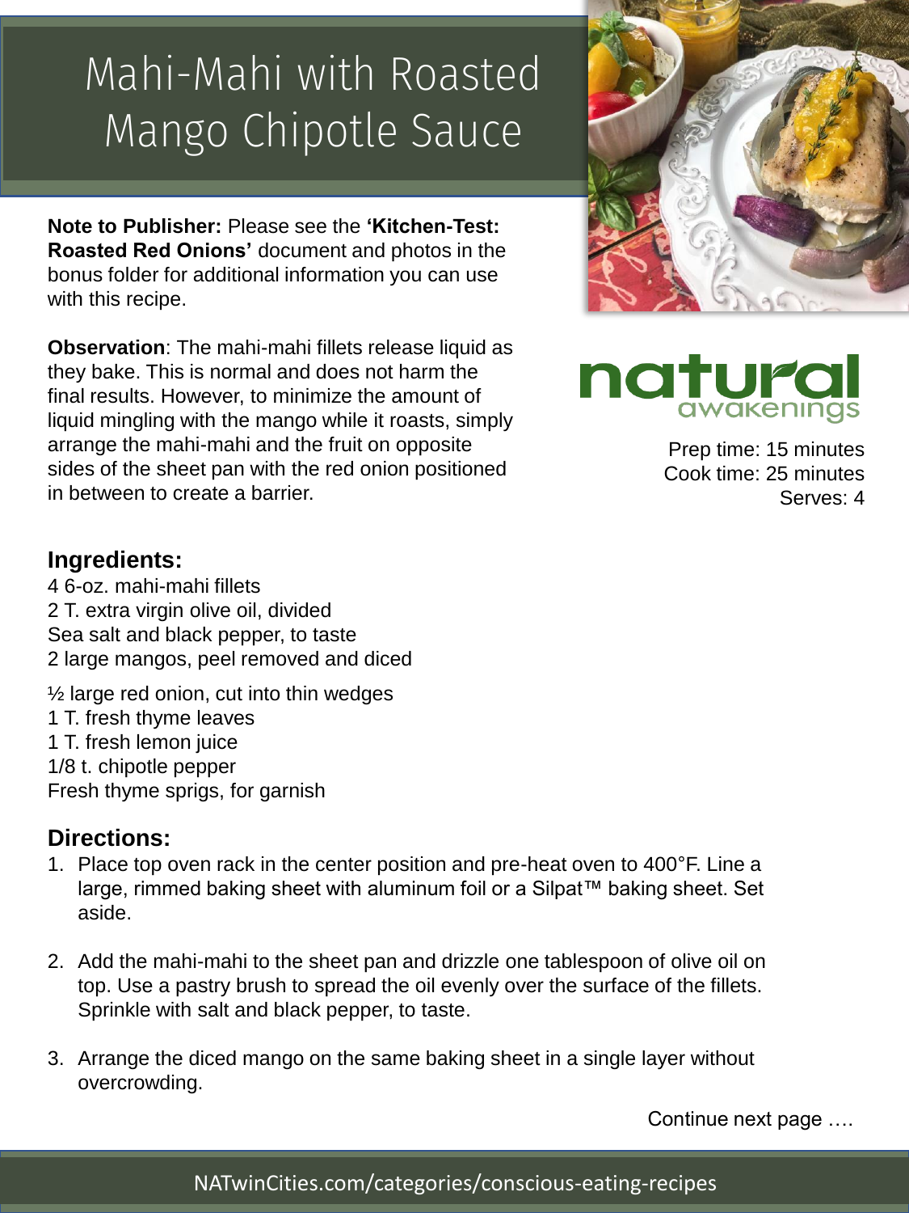# Mahi-Mahi with Roasted Mango Chipotle Sauce

**Note to Publisher:** Please see the **'Kitchen-Test: Roasted Red Onions'** document and photos in the bonus folder for additional information you can use with this recipe.

**Observation**: The mahi-mahi fillets release liquid as they bake. This is normal and does not harm the final results. However, to minimize the amount of liquid mingling with the mango while it roasts, simply arrange the mahi-mahi and the fruit on opposite sides of the sheet pan with the red onion positioned in between to create a barrier.

natural awakenings

Prep time: 15 minutes
Cook time: 25 minutes
Serves: 4

## Ingredients:

4 6-oz. mahi-mahi fillets
2 T. extra virgin olive oil, divided
Sea salt and black pepper, to taste
2 large mangos, peel removed and diced

½ large red onion, cut into thin wedges
1 T. fresh thyme leaves
1 T. fresh lemon juice
1/8 t. chipotle pepper
Fresh thyme sprigs, for garnish

## Directions:

1. Place top oven rack in the center position and pre-heat oven to 400°F. Line a large, rimmed baking sheet with aluminum foil or a Silpat™ baking sheet. Set aside.

2. Add the mahi-mahi to the sheet pan and drizzle one tablespoon of olive oil on top. Use a pastry brush to spread the oil evenly over the surface of the fillets. Sprinkle with salt and black pepper, to taste.

3. Arrange the diced mango on the same baking sheet in a single layer without overcrowding.

Continue next page ….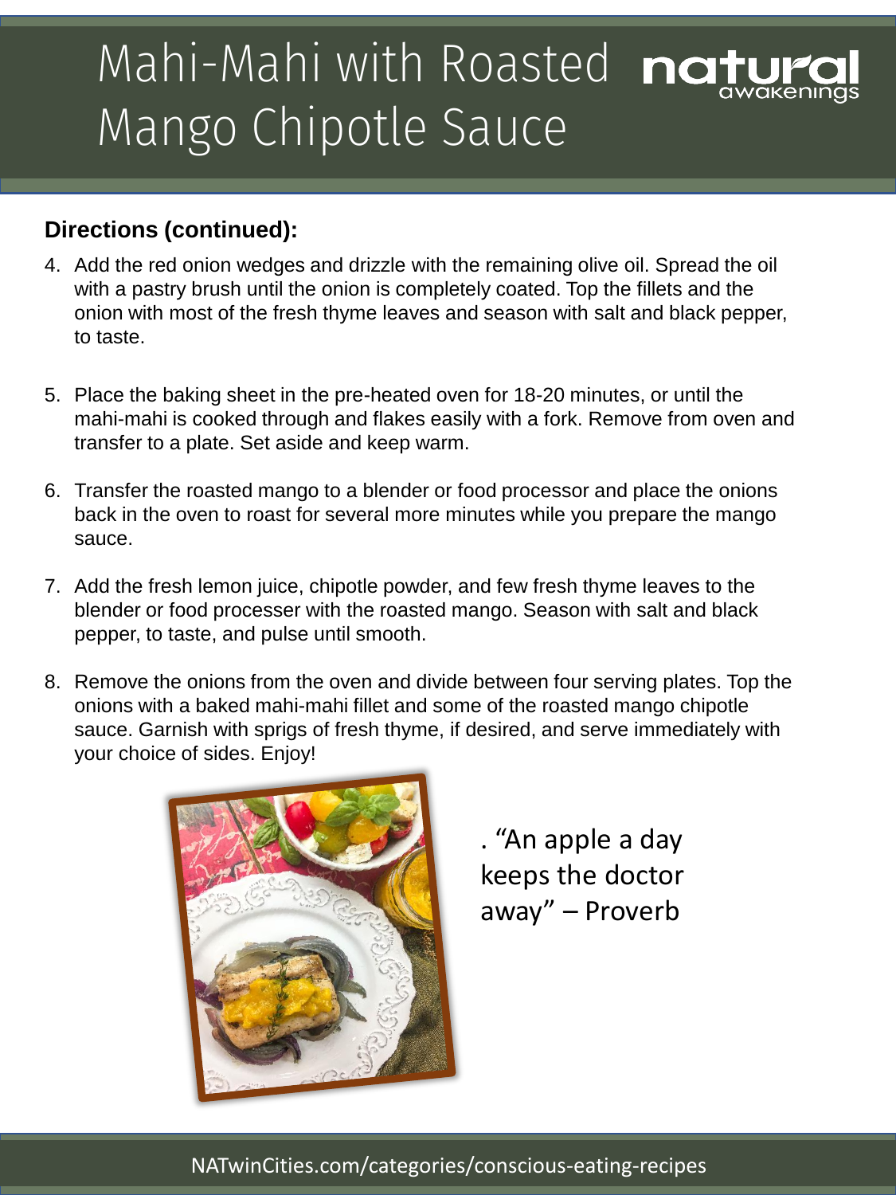# Mahi-Mahi with Roasted Mango Chipotle Sauce

natural awakenings

**Directions (continued):**

4. Add the red onion wedges and drizzle with the remaining olive oil. Spread the oil with a pastry brush until the onion is completely coated. Top the fillets and the onion with most of the fresh thyme leaves and season with salt and black pepper, to taste.

5. Place the baking sheet in the pre-heated oven for 18-20 minutes, or until the mahi-mahi is cooked through and flakes easily with a fork. Remove from oven and transfer to a plate. Set aside and keep warm.

6. Transfer the roasted mango to a blender or food processor and place the onions back in the oven to roast for several more minutes while you prepare the mango sauce.

7. Add the fresh lemon juice, chipotle powder, and few fresh thyme leaves to the blender or food processer with the roasted mango. Season with salt and black pepper, to taste, and pulse until smooth.

8. Remove the onions from the oven and divide between four serving plates. Top the onions with a baked mahi-mahi fillet and some of the roasted mango chipotle sauce. Garnish with sprigs of fresh thyme, if desired, and serve immediately with your choice of sides. Enjoy!

. "An apple a day keeps the doctor away" – Proverb

NATwinCities.com/categories/conscious-eating-recipes